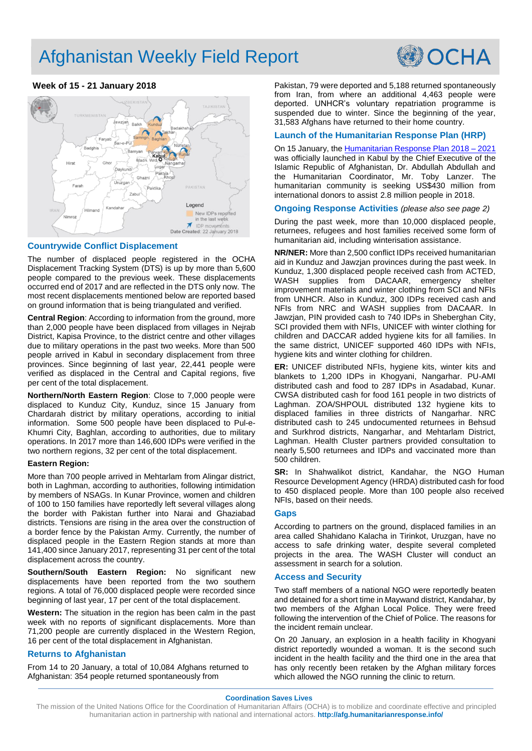# Afghanistan Weekly Field Report

**Week of 15 - 21 January 2018**

## Countrywide Conflict Displacement

The number of displaced people registered in the OCHA Displacement Tracking System (DTS) is up by more than 5,600 people compared to the previous week. These displacements occurred end of 2017 and are reflected in the DTS only now. The most recent displacements mentioned below are reported based on ground information that is being triangulated and verified.

**Central Region**: According to information from the ground, more than 2,000 people have been displaced from villages in Nejrab District, Kapisa Province, to the district centre and other villages due to military operations in the past two weeks. More than 500 people arrived in Kabul in secondary displacement from three provinces. Since beginning of last year, 22,441 people were verified as displaced in the Central and Capital regions, five per cent of the total displacement.

**Northern/North Eastern Region**: Close to 7,000 people were displaced to Kunduz City, Kunduz, since 15 January from Chardarah district by military operations, according to initial information. Some 500 people have been displaced to Pul-e-Khumri City, Baghlan, according to authorities, due to military operations. In 2017 more than 146,600 IDPs were verified in the two northern regions, 32 per cent of the total displacement.

**Eastern Region:**

More than 700 people arrived in Mehtarlam from Alingar district, both in Laghman, according to authorities, following intimidation by members of NSAGs. In Kunar Province, women and children of 100 to 150 families have reportedly left several villages along the border with Pakistan further into Narai and Ghaziabad districts. Tensions are rising in the area over the construction of a border fence by the Pakistan Army. Currently, the number of displaced people in the Eastern Region stands at more than 141,400 since January 2017, representing 31 per cent of the total displacement across the country.

**Southern/South Eastern Region:** No significant new displacements have been reported from the two southern regions. A total of 76,000 displaced people were recorded since beginning of last year, 17 per cent of the total displacement.

**Western:** The situation in the region has been calm in the past week with no reports of significant displacements. More than 71,200 people are currently displaced in the Western Region, 16 per cent of the total displacement in Afghanistan.

## Returns to Afghanistan

From 14 to 20 January, a total of 10,084 Afghans returned to Afghanistan: 354 people returned spontaneously from Pakistan, 79 were deported and 5,188 returned spontaneously from Iran, from where an additional 4,463 people were deported. UNHCR's voluntary repatriation programme is suspended due to winter. Since the beginning of the year, 31,583 Afghans have returned to their home country.

## Launch of the Humanitarian Response Plan (HRP)

On 15 January, the [Humanitarian Response Plan 2018 – 2021](#) was officially launched in Kabul by the Chief Executive of the Islamic Republic of Afghanistan, Dr. Abdullah Abdullah and the Humanitarian Coordinator, Mr. Toby Lanzer. The humanitarian community is seeking US$430 million from international donors to assist 2.8 million people in 2018.

## Ongoing Response Activities *(please also see page 2)*

During the past week, more than 10,000 displaced people, returnees, refugees and host families received some form of humanitarian aid, including winterisation assistance.

**NR/NER:** More than 2,500 conflict IDPs received humanitarian aid in Kunduz and Jawzjan provinces during the past week. In Kunduz, 1,300 displaced people received cash from ACTED, WASH supplies from DACAAR, emergency shelter improvement materials and winter clothing from SCI and NFIs from UNHCR. Also in Kunduz, 300 IDPs received cash and NFIs from NRC and WASH supplies from DACAAR. In Jawzjan, PIN provided cash to 740 IDPs in Sheberghan City, SCI provided them with NFIs, UNICEF with winter clothing for children and DACCAR added hygiene kits for all families. In the same district, UNICEF supported 460 IDPs with NFIs, hygiene kits and winter clothing for children.

**ER:** UNICEF distributed NFIs, hygiene kits, winter kits and blankets to 1,200 IDPs in Khogyani, Nangarhar. PU-AMI distributed cash and food to 287 IDPs in Asadabad, Kunar. CWSA distributed cash for food 161 people in two districts of Laghman. ZOA/SHPOUL distributed 132 hygiene kits to displaced families in three districts of Nangarhar. NRC distributed cash to 245 undocumented returnees in Behsud and Surkhrod districts, Nangarhar, and Mehtarlam District, Laghman. Health Cluster partners provided consultation to nearly 5,500 returnees and IDPs and vaccinated more than 500 children.

**SR:** In Shahwalikot district, Kandahar, the NGO Human Resource Development Agency (HRDA) distributed cash for food to 450 displaced people. More than 100 people also received NFIs, based on their needs.

## Gaps

According to partners on the ground, displaced families in an area called Shahidano Kalacha in Tirinkot, Uruzgan, have no access to safe drinking water, despite several completed projects in the area. The WASH Cluster will conduct an assessment in search for a solution.

## Access and Security

Two staff members of a national NGO were reportedly beaten and detained for a short time in Maywand district, Kandahar, by two members of the Afghan Local Police. They were freed following the intervention of the Chief of Police. The reasons for the incident remain unclear.

On 20 January, an explosion in a health facility in Khogyani district reportedly wounded a woman. It is the second such incident in the health facility and the third one in the area that has only recently been retaken by the Afghan military forces which allowed the NGO running the clinic to return.

**Coordination Saves Lives**

The mission of the United Nations Office for the Coordination of Humanitarian Affairs (OCHA) is to mobilize and coordinate effective and principled humanitarian action in partnership with national and international actors. **http://afg.humanitarianresponse.info/**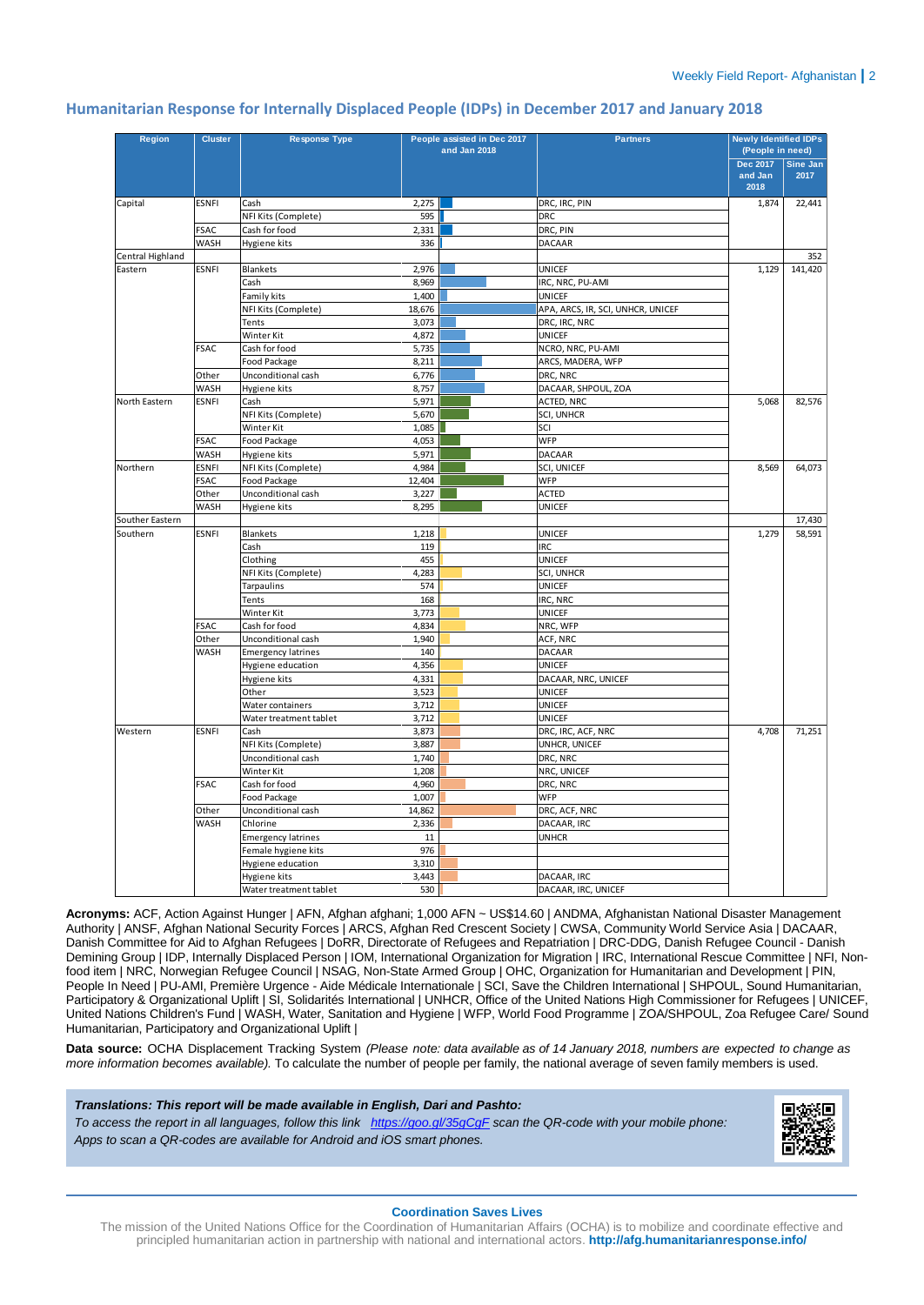## Humanitarian Response for Internally Displaced People (IDPs) in December 2017 and January 2018

| Region | Cluster | Response Type | People assisted in Dec 2017 and Jan 2018 | Partners | Newly Identified IDPs (People in need) Dec 2017 and Jan 2018 | Sine Jan 2017 |
|---|---|---|---|---|---|---|
| Capital | ESNFI | Cash | 2,275 | DRC, IRC, PIN | 1,874 | 22,441 |
| | | NFI Kits (Complete) | 595 | DRC | | |
| | FSAC | Cash for food | 2,331 | DRC, PIN | | |
| | WASH | Hygiene kits | 336 | DACAAR | | |
| Central Highland | | | | | | 352 |
| Eastern | ESNFI | Blankets | 2,976 | UNICEF | 1,129 | 141,420 |
| | | Cash | 8,969 | IRC, NRC, PU-AMI | | |
| | | Family kits | 1,400 | UNICEF | | |
| | | NFI Kits (Complete) | 18,676 | APA, ARCS, IR, SCI, UNHCR, UNICEF | | |
| | | Tents | 3,073 | DRC, IRC, NRC | | |
| | | Winter Kit | 4,872 | UNICEF | | |
| | FSAC | Cash for food | 5,735 | NCRO, NRC, PU-AMI | | |
| | | Food Package | 8,211 | ARCS, MADERA, WFP | | |
| | Other | Unconditional cash | 6,776 | DRC, NRC | | |
| | WASH | Hygiene kits | 8,757 | DACAAR, SHPOUL, ZOA | | |
| North Eastern | ESNFI | Cash | 5,971 | ACTED, NRC | 5,068 | 82,576 |
| | | NFI Kits (Complete) | 5,670 | SCI, UNHCR | | |
| | | Winter Kit | 1,085 | SCI | | |
| | FSAC | Food Package | 4,053 | WFP | | |
| | WASH | Hygiene kits | 5,971 | DACAAR | | |
| Northern | ESNFI | NFI Kits (Complete) | 4,984 | SCI, UNICEF | 8,569 | 64,073 |
| | FSAC | Food Package | 12,404 | WFP | | |
| | Other | Unconditional cash | 3,227 | ACTED | | |
| | WASH | Hygiene kits | 8,295 | UNICEF | | |
| Souther Eastern | | | | | | 17,430 |
| Southern | ESNFI | Blankets | 1,218 | UNICEF | 1,279 | 58,591 |
| | | Cash | 119 | IRC | | |
| | | Clothing | 455 | UNICEF | | |
| | | NFI Kits (Complete) | 4,283 | SCI, UNHCR | | |
| | | Tarpaulins | 574 | UNICEF | | |
| | | Tents | 168 | IRC, NRC | | |
| | | Winter Kit | 3,773 | UNICEF | | |
| | FSAC | Cash for food | 4,834 | NRC, WFP | | |
| | Other | Unconditional cash | 1,940 | ACF, NRC | | |
| | WASH | Emergency latrines | 140 | DACAAR | | |
| | | Hygiene education | 4,356 | UNICEF | | |
| | | Hygiene kits | 4,331 | DACAAR, NRC, UNICEF | | |
| | | Other | 3,523 | UNICEF | | |
| | | Water containers | 3,712 | UNICEF | | |
| | | Water treatment tablet | 3,712 | UNICEF | | |
| Western | ESNFI | Cash | 3,873 | DRC, IRC, ACF, NRC | 4,708 | 71,251 |
| | | NFI Kits (Complete) | 3,887 | UNHCR, UNICEF | | |
| | | Unconditional cash | 1,740 | DRC, NRC | | |
| | | Winter Kit | 1,208 | NRC, UNICEF | | |
| | FSAC | Cash for food | 4,960 | DRC, NRC | | |
| | | Food Package | 1,007 | WFP | | |
| | Other | Unconditional cash | 14,862 | DRC, ACF, NRC | | |
| | WASH | Chlorine | 2,336 | DACAAR, IRC | | |
| | | Emergency latrines | 11 | UNHCR | | |
| | | Female hygiene kits | 976 | | | |
| | | Hygiene education | 3,310 | | | |
| | | Hygiene kits | 3,443 | DACAAR, IRC | | |
| | | Water treatment tablet | 530 | DACAAR, IRC, UNICEF | | |

**Acronyms:** ACF, Action Against Hunger | AFN, Afghan afghani; 1,000 AFN ~ US$14.60 | ANDMA, Afghanistan National Disaster Management Authority | ANSF, Afghan National Security Forces | ARCS, Afghan Red Crescent Society | CWSA, Community World Service Asia | DACAAR, Danish Committee for Aid to Afghan Refugees | DoRR, Directorate of Refugees and Repatriation | DRC-DDG, Danish Refugee Council - Danish Demining Group | IDP, Internally Displaced Person | IOM, International Organization for Migration | IRC, International Rescue Committee | NFI, Non-food item | NRC, Norwegian Refugee Council | NSAG, Non-State Armed Group | OHC, Organization for Humanitarian and Development | PIN, People In Need | PU-AMI, Première Urgence - Aide Médicale Internationale | SCI, Save the Children International | SHPOUL, Sound Humanitarian, Participatory & Organizational Uplift | SI, Solidarités International | UNHCR, Office of the United Nations High Commissioner for Refugees | UNICEF, United Nations Children's Fund | WASH, Water, Sanitation and Hygiene | WFP, World Food Programme | ZOA/SHPOUL, Zoa Refugee Care/ Sound Humanitarian, Participatory and Organizational Uplift |

**Data source:** OCHA Displacement Tracking System *(Please note: data available as of 14 January 2018, numbers are expected to change as more information becomes available).* To calculate the number of people per family, the national average of seven family members is used.

***Translations: This report will be made available in English, Dari and Pashto:***
*To access the report in all languages, follow this link [https://goo.gl/35gCgF](https://goo.gl/35gCgF) scan the QR-code with your mobile phone: Apps to scan a QR-codes are available for Android and iOS smart phones.*

**Coordination Saves Lives**

The mission of the United Nations Office for the Coordination of Humanitarian Affairs (OCHA) is to mobilize and coordinate effective and principled humanitarian action in partnership with national and international actors. **http://afg.humanitarianresponse.info/**